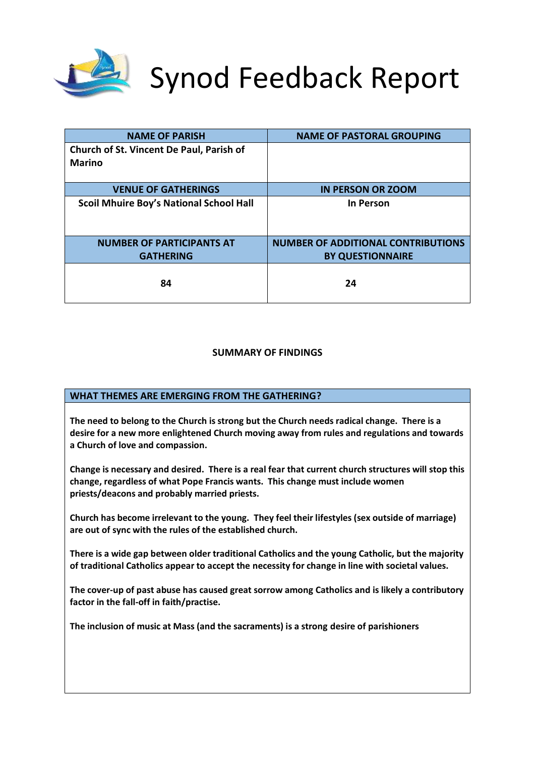# Synod Feedback Report

| NAME OF PARISH | NAME OF PASTORAL GROUPING |
|---|---|
| **Church of St. Vincent De Paul, Parish of Marino** | |
| **VENUE OF GATHERINGS** | **IN PERSON OR ZOOM** |
| **Scoil Mhuire Boy's National School Hall** | **In Person** |
| **NUMBER OF PARTICIPANTS AT GATHERING** | **NUMBER OF ADDITIONAL CONTRIBUTIONS BY QUESTIONNAIRE** |
| **84** | **24** |

## SUMMARY OF FINDINGS

### WHAT THEMES ARE EMERGING FROM THE GATHERING?

**The need to belong to the Church is strong but the Church needs radical change. There is a desire for a new more enlightened Church moving away from rules and regulations and towards a Church of love and compassion.**

**Change is necessary and desired. There is a real fear that current church structures will stop this change, regardless of what Pope Francis wants. This change must include women priests/deacons and probably married priests.**

**Church has become irrelevant to the young. They feel their lifestyles (sex outside of marriage) are out of sync with the rules of the established church.**

**There is a wide gap between older traditional Catholics and the young Catholic, but the majority of traditional Catholics appear to accept the necessity for change in line with societal values.**

**The cover-up of past abuse has caused great sorrow among Catholics and is likely a contributory factor in the fall-off in faith/practise.**

**The inclusion of music at Mass (and the sacraments) is a strong desire of parishioners**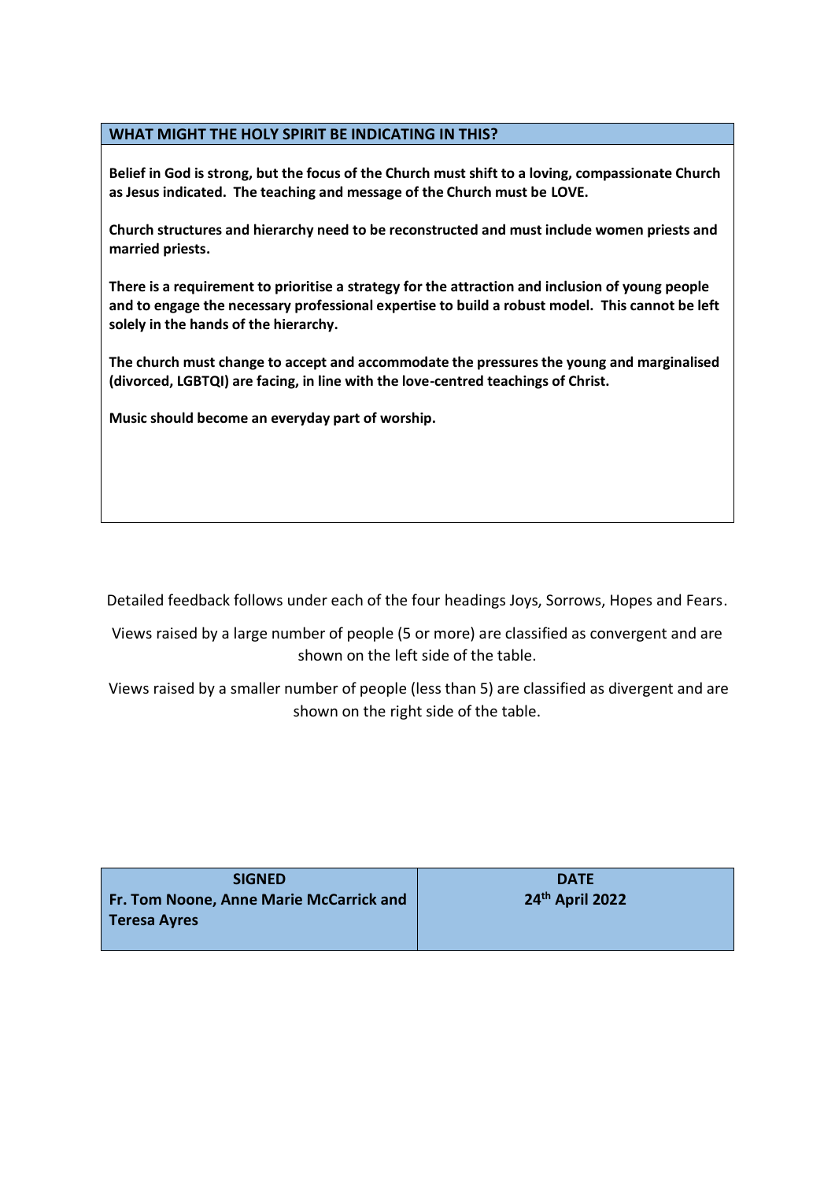| WHAT MIGHT THE HOLY SPIRIT BE INDICATING IN THIS? |
|---|
| **Belief in God is strong, but the focus of the Church must shift to a loving, compassionate Church as Jesus indicated. The teaching and message of the Church must be LOVE.**<br><br>**Church structures and hierarchy need to be reconstructed and must include women priests and married priests.**<br><br>**There is a requirement to prioritise a strategy for the attraction and inclusion of young people and to engage the necessary professional expertise to build a robust model. This cannot be left solely in the hands of the hierarchy.**<br><br>**The church must change to accept and accommodate the pressures the young and marginalised (divorced, LGBTQI) are facing, in line with the love-centred teachings of Christ.**<br><br>**Music should become an everyday part of worship.** |

Detailed feedback follows under each of the four headings Joys, Sorrows, Hopes and Fears.

Views raised by a large number of people (5 or more) are classified as convergent and are shown on the left side of the table.

Views raised by a smaller number of people (less than 5) are classified as divergent and are shown on the right side of the table.

| SIGNED | DATE |
|---|---|
| Fr. Tom Noone, Anne Marie McCarrick and Teresa Ayres | 24th April 2022 |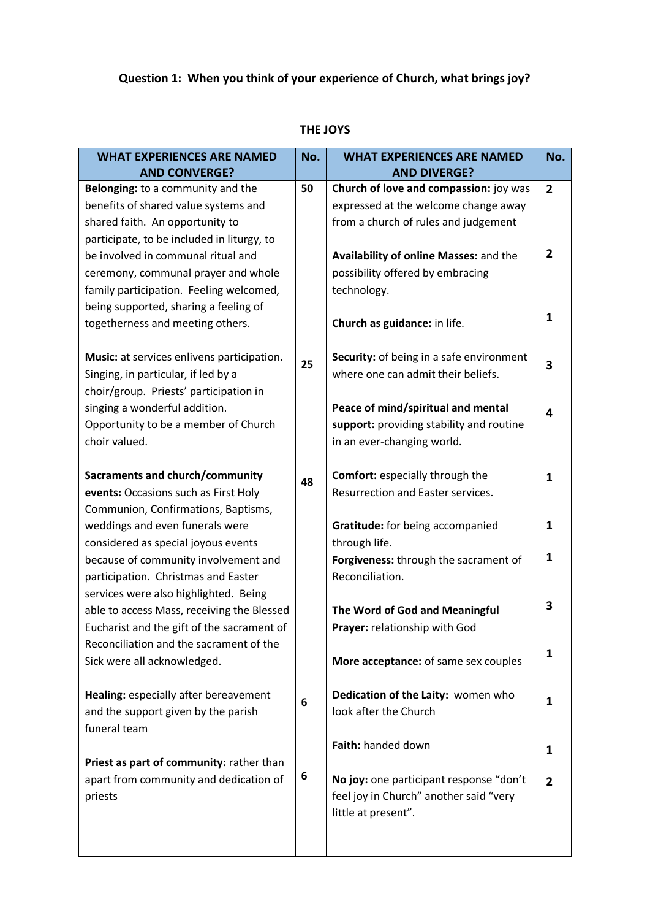**Question 1: When you think of your experience of Church, what brings joy?**

**THE JOYS**

| WHAT EXPERIENCES ARE NAMED AND CONVERGE? | No. | WHAT EXPERIENCES ARE NAMED AND DIVERGE? | No. |
|---|---|---|---|
| **Belonging:** to a community and the benefits of shared value systems and shared faith. An opportunity to participate, to be included in liturgy, to be involved in communal ritual and ceremony, communal prayer and whole family participation. Feeling welcomed, being supported, sharing a feeling of togetherness and meeting others. | 50 | **Church of love and compassion:** joy was expressed at the welcome change away from a church of rules and judgement | 2 |
| | | **Availability of online Masses:** and the possibility offered by embracing technology. | 2 |
| | | **Church as guidance:** in life. | 1 |
| **Music:** at services enlivens participation. Singing, in particular, if led by a choir/group. Priests' participation in singing a wonderful addition. Opportunity to be a member of Church choir valued. | 25 | **Security:** of being in a safe environment where one can admit their beliefs. | 3 |
| | | **Peace of mind/spiritual and mental support:** providing stability and routine in an ever-changing world. | 4 |
| **Sacraments and church/community events:** Occasions such as First Holy Communion, Confirmations, Baptisms, weddings and even funerals were considered as special joyous events because of community involvement and participation. Christmas and Easter services were also highlighted. Being able to access Mass, receiving the Blessed Eucharist and the gift of the sacrament of Reconciliation and the sacrament of the Sick were all acknowledged. | 48 | **Comfort:** especially through the Resurrection and Easter services. | 1 |
| | | **Gratitude:** for being accompanied through life. | 1 |
| | | **Forgiveness:** through the sacrament of Reconciliation. | 1 |
| | | **The Word of God and Meaningful Prayer:** relationship with God | 3 |
| | | **More acceptance:** of same sex couples | 1 |
| **Healing:** especially after bereavement and the support given by the parish funeral team | 6 | **Dedication of the Laity:** women who look after the Church | 1 |
| | | **Faith:** handed down | 1 |
| **Priest as part of community:** rather than apart from community and dedication of priests | 6 | **No joy:** one participant response "don't feel joy in Church" another said "very little at present". | 2 |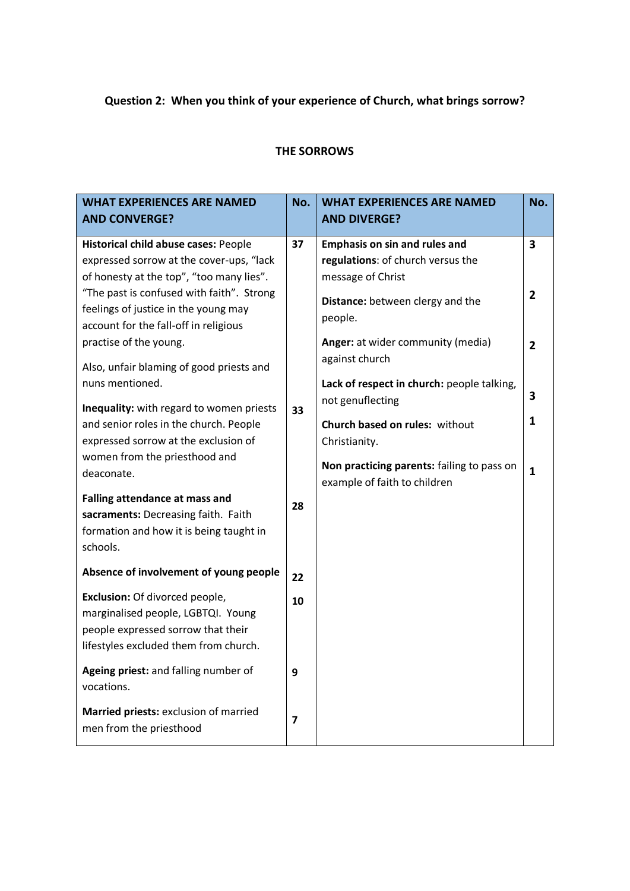**Question 2: When you think of your experience of Church, what brings sorrow?**

**THE SORROWS**

| WHAT EXPERIENCES ARE NAMED AND CONVERGE? | No. | WHAT EXPERIENCES ARE NAMED AND DIVERGE? | No. |
|---|---|---|---|
| **Historical child abuse cases:** People expressed sorrow at the cover-ups, "lack of honesty at the top", "too many lies". "The past is confused with faith". Strong feelings of justice in the young may account for the fall-off in religious practise of the young.<br><br>Also, unfair blaming of good priests and nuns mentioned. | 37 | **Emphasis on sin and rules and regulations**: of church versus the message of Christ<br><br>**Distance:** between clergy and the people.<br><br>**Anger:** at wider community (media) against church | 3<br><br>2<br><br>2 |
| **Inequality:** with regard to women priests and senior roles in the church. People expressed sorrow at the exclusion of women from the priesthood and deaconate. | 33 | **Lack of respect in church:** people talking, not genuflecting<br><br>**Church based on rules:** without Christianity.<br><br>**Non practicing parents:** failing to pass on example of faith to children | 3<br><br>1<br><br>1 |
| **Falling attendance at mass and sacraments:** Decreasing faith. Faith formation and how it is being taught in schools. | 28 | | |
| **Absence of involvement of young people** | 22 | | |
| **Exclusion:** Of divorced people, marginalised people, LGBTQI. Young people expressed sorrow that their lifestyles excluded them from church. | 10 | | |
| **Ageing priest:** and falling number of vocations. | 9 | | |
| **Married priests:** exclusion of married men from the priesthood | 7 | | |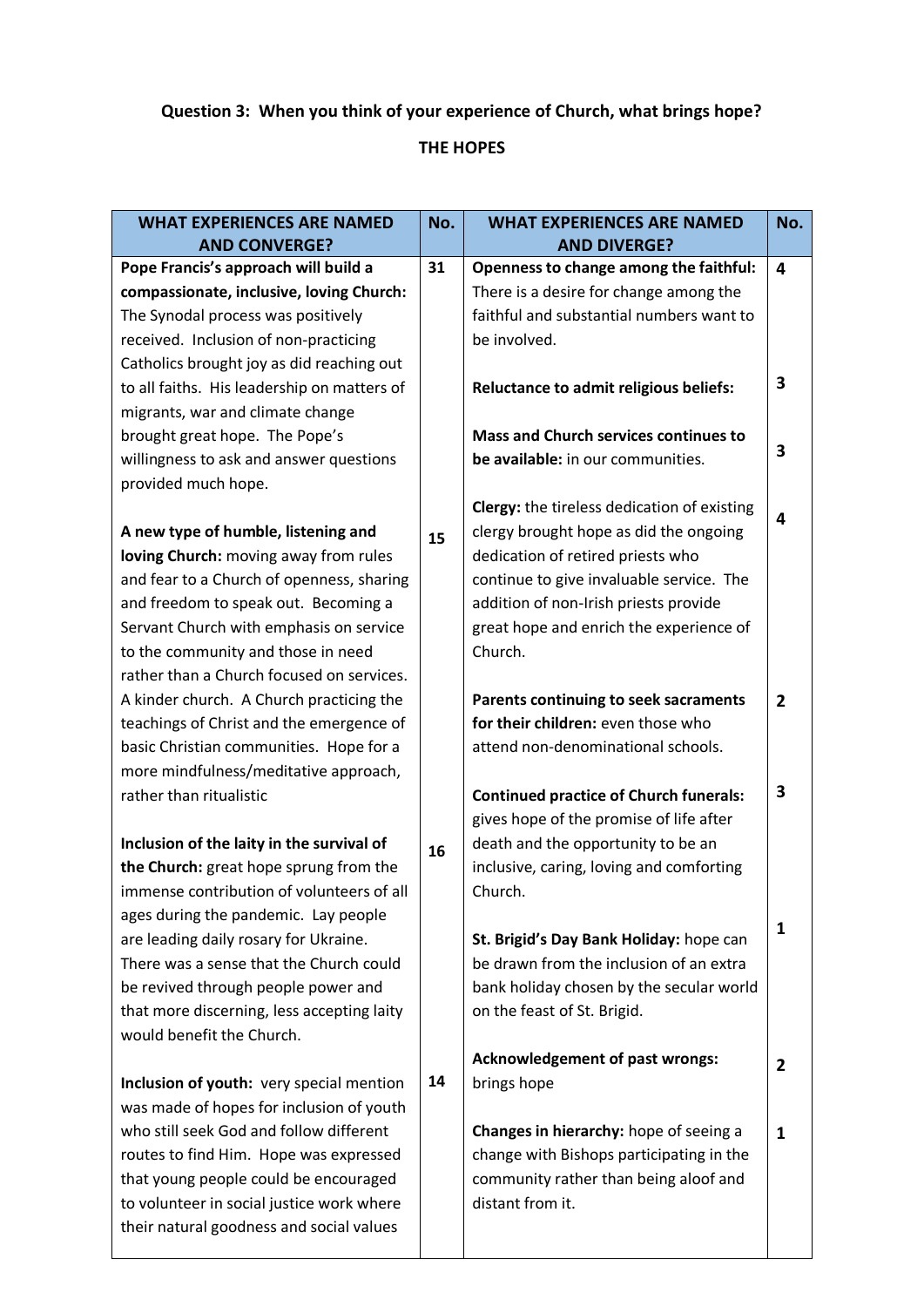**Question 3: When you think of your experience of Church, what brings hope?**

**THE HOPES**

| WHAT EXPERIENCES ARE NAMED AND CONVERGE? | No. | WHAT EXPERIENCES ARE NAMED AND DIVERGE? | No. |
|---|---|---|---|
| **Pope Francis's approach will build a compassionate, inclusive, loving Church:** The Synodal process was positively received. Inclusion of non-practicing Catholics brought joy as did reaching out to all faiths. His leadership on matters of migrants, war and climate change brought great hope. The Pope's willingness to ask and answer questions provided much hope. | 31 | **Openness to change among the faithful:** There is a desire for change among the faithful and substantial numbers want to be involved. | 4 |
| | | **Reluctance to admit religious beliefs:** | 3 |
| | | **Mass and Church services continues to be available:** in our communities. | 3 |
| **A new type of humble, listening and loving Church:** moving away from rules and fear to a Church of openness, sharing and freedom to speak out. Becoming a Servant Church with emphasis on service to the community and those in need rather than a Church focused on services. A kinder church. A Church practicing the teachings of Christ and the emergence of basic Christian communities. Hope for a more mindfulness/meditative approach, rather than ritualistic | 15 | **Clergy:** the tireless dedication of existing clergy brought hope as did the ongoing dedication of retired priests who continue to give invaluable service. The addition of non-Irish priests provide great hope and enrich the experience of Church. | 4 |
| | | **Parents continuing to seek sacraments for their children:** even those who attend non-denominational schools. | 2 |
| **Inclusion of the laity in the survival of the Church:** great hope sprung from the immense contribution of volunteers of all ages during the pandemic. Lay people are leading daily rosary for Ukraine. There was a sense that the Church could be revived through people power and that more discerning, less accepting laity would benefit the Church. | 16 | **Continued practice of Church funerals:** gives hope of the promise of life after death and the opportunity to be an inclusive, caring, loving and comforting Church. | 3 |
| | | **St. Brigid's Day Bank Holiday:** hope can be drawn from the inclusion of an extra bank holiday chosen by the secular world on the feast of St. Brigid. | 1 |
| **Inclusion of youth:** very special mention was made of hopes for inclusion of youth who still seek God and follow different routes to find Him. Hope was expressed that young people could be encouraged to volunteer in social justice work where their natural goodness and social values | 14 | **Acknowledgement of past wrongs:** brings hope | 2 |
| | | **Changes in hierarchy:** hope of seeing a change with Bishops participating in the community rather than being aloof and distant from it. | 1 |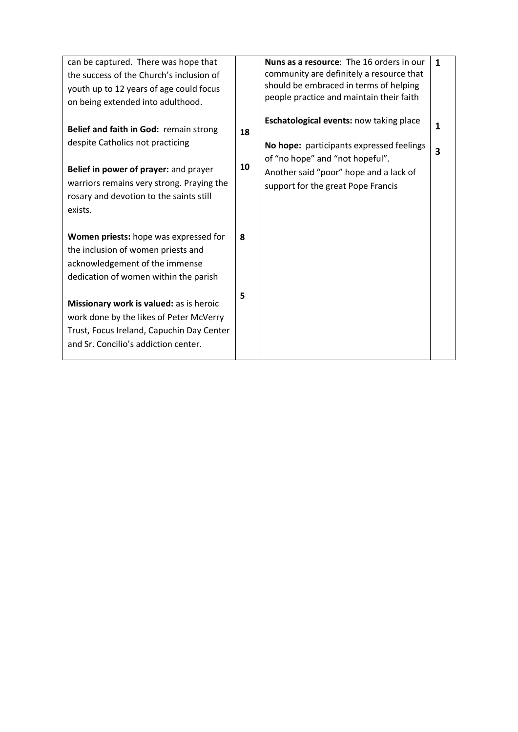| | | | |
|---|---|---|---|
| can be captured. There was hope that the success of the Church's inclusion of youth up to 12 years of age could focus on being extended into adulthood. | | **Nuns as a resource**: The 16 orders in our community are definitely a resource that should be embraced in terms of helping people practice and maintain their faith | **1** |
| **Belief and faith in God:** remain strong despite Catholics not practicing | **18** | **Eschatological events:** now taking place | **1** |
| **Belief in power of prayer:** and prayer warriors remains very strong. Praying the rosary and devotion to the saints still exists. | **10** | **No hope:** participants expressed feelings of "no hope" and "not hopeful". Another said "poor" hope and a lack of support for the great Pope Francis | **3** |
| **Women priests:** hope was expressed for the inclusion of women priests and acknowledgement of the immense dedication of women within the parish | **8** | | |
| **Missionary work is valued:** as is heroic work done by the likes of Peter McVerry Trust, Focus Ireland, Capuchin Day Center and Sr. Concilio's addiction center. | **5** | | |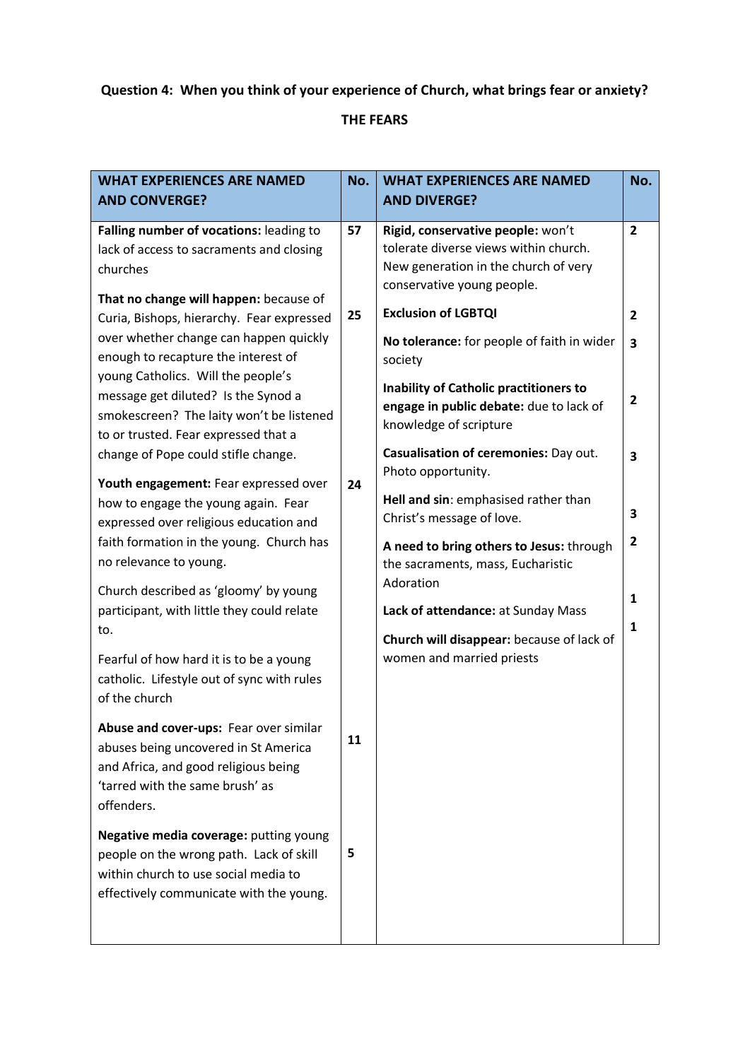**Question 4: When you think of your experience of Church, what brings fear or anxiety?**

**THE FEARS**

| WHAT EXPERIENCES ARE NAMED AND CONVERGE? | No. | WHAT EXPERIENCES ARE NAMED AND DIVERGE? | No. |
|---|---|---|---|
| **Falling number of vocations:** leading to lack of access to sacraments and closing churches | 57 | **Rigid, conservative people:** won't tolerate diverse views within church. New generation in the church of very conservative young people. | 2 |
| **That no change will happen:** because of Curia, Bishops, hierarchy. Fear expressed over whether change can happen quickly enough to recapture the interest of young Catholics. Will the people's message get diluted? Is the Synod a smokescreen? The laity won't be listened to or trusted. Fear expressed that a change of Pope could stifle change. | 25 | **Exclusion of LGBTQI** | 2 |
| **Youth engagement:** Fear expressed over how to engage the young again. Fear expressed over religious education and faith formation in the young. Church has no relevance to young. | 24 | **No tolerance:** for people of faith in wider society | 3 |
| Church described as 'gloomy' by young participant, with little they could relate to. | | **Inability of Catholic practitioners to engage in public debate:** due to lack of knowledge of scripture | 2 |
| Fearful of how hard it is to be a young catholic. Lifestyle out of sync with rules of the church | | **Casualisation of ceremonies:** Day out. Photo opportunity. | 3 |
| **Abuse and cover-ups:** Fear over similar abuses being uncovered in St America and Africa, and good religious being 'tarred with the same brush' as offenders. | 11 | **Hell and sin**: emphasised rather than Christ's message of love. | 3 |
| **Negative media coverage:** putting young people on the wrong path. Lack of skill within church to use social media to effectively communicate with the young. | 5 | **A need to bring others to Jesus:** through the sacraments, mass, Eucharistic Adoration | 2 |
| | | **Lack of attendance:** at Sunday Mass | 1 |
| | | **Church will disappear:** because of lack of women and married priests | 1 |